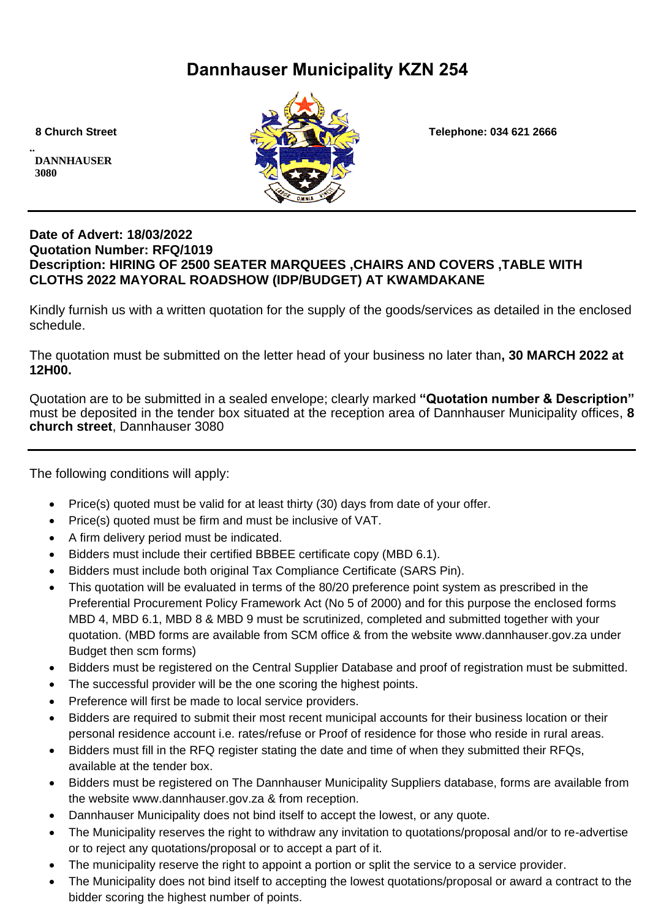# Dannhauser Municipality KZN 254

**8 Church Street**

..
**DANNHAUSER**
**3080**

**Telephone: 034 621 2666**

---

**Date of Advert: 18/03/2022**
**Quotation Number: RFQ/1019**
**Description: HIRING OF 2500 SEATER MARQUEES ,CHAIRS AND COVERS ,TABLE WITH CLOTHS 2022 MAYORAL ROADSHOW (IDP/BUDGET) AT KWAMDAKANE**

Kindly furnish us with a written quotation for the supply of the goods/services as detailed in the enclosed schedule.

The quotation must be submitted on the letter head of your business no later than**, 30 MARCH 2022 at 12H00.**

Quotation are to be submitted in a sealed envelope; clearly marked **"Quotation number & Description"** must be deposited in the tender box situated at the reception area of Dannhauser Municipality offices, **8 church street**, Dannhauser 3080

---

The following conditions will apply:

- Price(s) quoted must be valid for at least thirty (30) days from date of your offer.
- Price(s) quoted must be firm and must be inclusive of VAT.
- A firm delivery period must be indicated.
- Bidders must include their certified BBBEE certificate copy (MBD 6.1).
- Bidders must include both original Tax Compliance Certificate (SARS Pin).
- This quotation will be evaluated in terms of the 80/20 preference point system as prescribed in the Preferential Procurement Policy Framework Act (No 5 of 2000) and for this purpose the enclosed forms MBD 4, MBD 6.1, MBD 8 & MBD 9 must be scrutinized, completed and submitted together with your quotation. (MBD forms are available from SCM office & from the website www.dannhauser.gov.za under Budget then scm forms)
- Bidders must be registered on the Central Supplier Database and proof of registration must be submitted.
- The successful provider will be the one scoring the highest points.
- Preference will first be made to local service providers.
- Bidders are required to submit their most recent municipal accounts for their business location or their personal residence account i.e. rates/refuse or Proof of residence for those who reside in rural areas.
- Bidders must fill in the RFQ register stating the date and time of when they submitted their RFQs, available at the tender box.
- Bidders must be registered on The Dannhauser Municipality Suppliers database, forms are available from the website www.dannhauser.gov.za & from reception.
- Dannhauser Municipality does not bind itself to accept the lowest, or any quote.
- The Municipality reserves the right to withdraw any invitation to quotations/proposal and/or to re-advertise or to reject any quotations/proposal or to accept a part of it.
- The municipality reserve the right to appoint a portion or split the service to a service provider.
- The Municipality does not bind itself to accepting the lowest quotations/proposal or award a contract to the bidder scoring the highest number of points.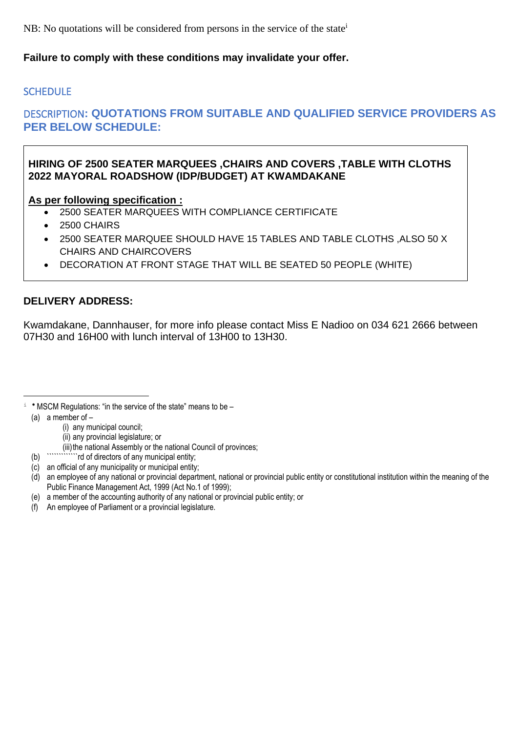NB: No quotations will be considered from persons in the service of the state[i]

**Failure to comply with these conditions may invalidate your offer.**

## SCHEDULE

## DESCRIPTION: QUOTATIONS FROM SUITABLE AND QUALIFIED SERVICE PROVIDERS AS PER BELOW SCHEDULE:

**HIRING OF 2500 SEATER MARQUEES ,CHAIRS AND COVERS ,TABLE WITH CLOTHS 2022 MAYORAL ROADSHOW (IDP/BUDGET) AT KWAMDAKANE**

**As per following specification :**

- 2500 SEATER MARQUEES WITH COMPLIANCE CERTIFICATE
- 2500 CHAIRS
- 2500 SEATER MARQUEE SHOULD HAVE 15 TABLES AND TABLE CLOTHS ,ALSO 50 X CHAIRS AND CHAIRCOVERS
- DECORATION AT FRONT STAGE THAT WILL BE SEATED 50 PEOPLE (WHITE)

**DELIVERY ADDRESS:**

Kwamdakane, Dannhauser, for more info please contact Miss E Nadioo on 034 621 2666 between 07H30 and 16H00 with lunch interval of 13H00 to 13H30.

---

[i] * MSCM Regulations: “in the service of the state” means to be –

(a) a member of –
  (i) any municipal council;
  (ii) any provincial legislature; or
  (iii) the national Assembly or the national Council of provinces;
(b) ````````````rd of directors of any municipal entity;
(c) an official of any municipality or municipal entity;
(d) an employee of any national or provincial department, national or provincial public entity or constitutional institution within the meaning of the Public Finance Management Act, 1999 (Act No.1 of 1999);
(e) a member of the accounting authority of any national or provincial public entity; or
(f) An employee of Parliament or a provincial legislature.